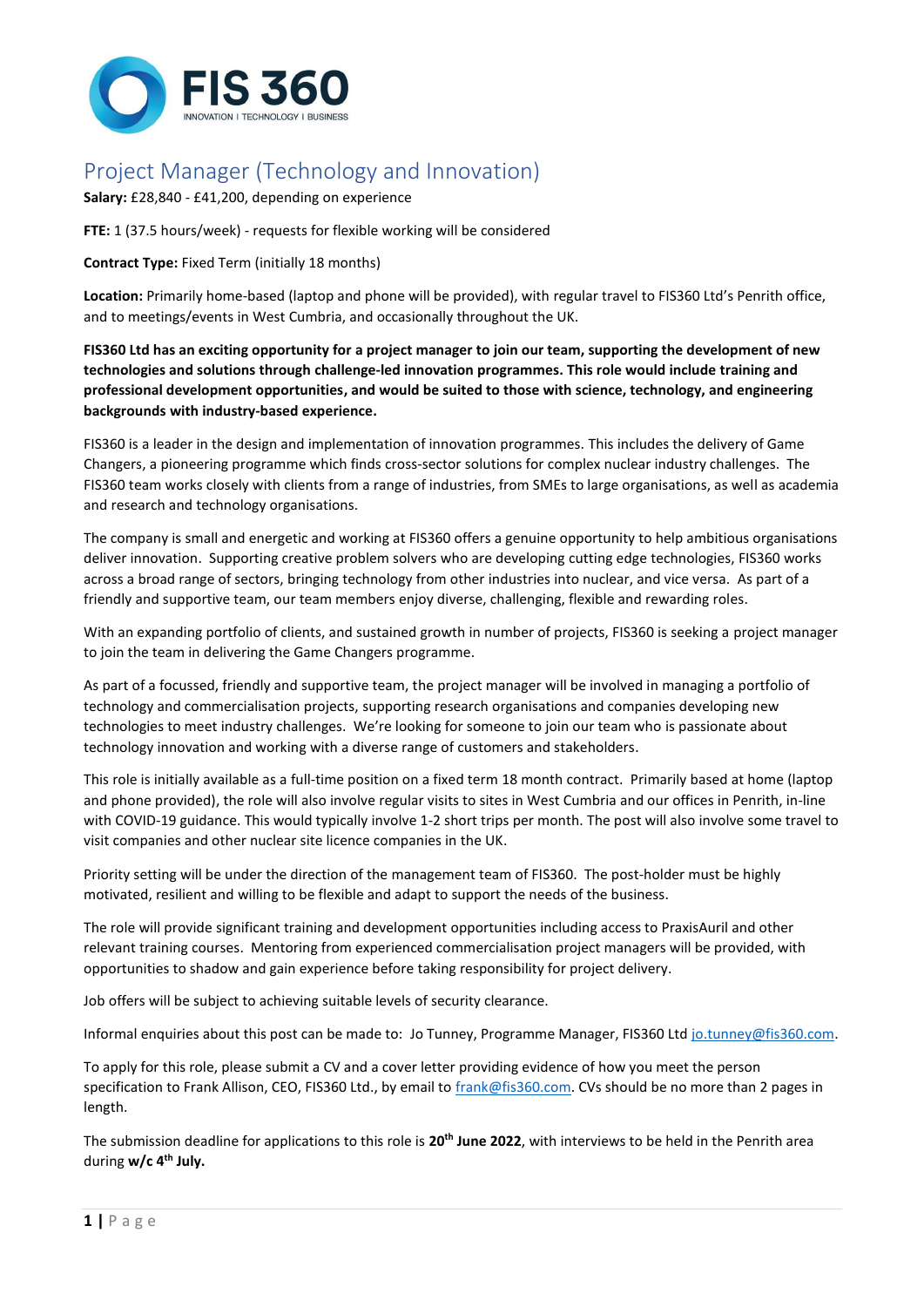# Project Manager (Technology and Innovation)

**Salary:** £28,840 - £41,200, depending on experience

**FTE:** 1 (37.5 hours/week) - requests for flexible working will be considered

**Contract Type:** Fixed Term (initially 18 months)

**Location:** Primarily home-based (laptop and phone will be provided), with regular travel to FIS360 Ltd's Penrith office, and to meetings/events in West Cumbria, and occasionally throughout the UK.

**FIS360 Ltd has an exciting opportunity for a project manager to join our team, supporting the development of new technologies and solutions through challenge-led innovation programmes. This role would include training and professional development opportunities, and would be suited to those with science, technology, and engineering backgrounds with industry-based experience.**

FIS360 is a leader in the design and implementation of innovation programmes. This includes the delivery of Game Changers, a pioneering programme which finds cross-sector solutions for complex nuclear industry challenges. The FIS360 team works closely with clients from a range of industries, from SMEs to large organisations, as well as academia and research and technology organisations.

The company is small and energetic and working at FIS360 offers a genuine opportunity to help ambitious organisations deliver innovation. Supporting creative problem solvers who are developing cutting edge technologies, FIS360 works across a broad range of sectors, bringing technology from other industries into nuclear, and vice versa. As part of a friendly and supportive team, our team members enjoy diverse, challenging, flexible and rewarding roles.

With an expanding portfolio of clients, and sustained growth in number of projects, FIS360 is seeking a project manager to join the team in delivering the Game Changers programme.

As part of a focussed, friendly and supportive team, the project manager will be involved in managing a portfolio of technology and commercialisation projects, supporting research organisations and companies developing new technologies to meet industry challenges. We're looking for someone to join our team who is passionate about technology innovation and working with a diverse range of customers and stakeholders.

This role is initially available as a full-time position on a fixed term 18 month contract. Primarily based at home (laptop and phone provided), the role will also involve regular visits to sites in West Cumbria and our offices in Penrith, in-line with COVID-19 guidance. This would typically involve 1-2 short trips per month. The post will also involve some travel to visit companies and other nuclear site licence companies in the UK.

Priority setting will be under the direction of the management team of FIS360. The post-holder must be highly motivated, resilient and willing to be flexible and adapt to support the needs of the business.

The role will provide significant training and development opportunities including access to PraxisAuril and other relevant training courses. Mentoring from experienced commercialisation project managers will be provided, with opportunities to shadow and gain experience before taking responsibility for project delivery.

Job offers will be subject to achieving suitable levels of security clearance.

Informal enquiries about this post can be made to: Jo Tunney, Programme Manager, FIS360 Ltd jo.tunney@fis360.com.

To apply for this role, please submit a CV and a cover letter providing evidence of how you meet the person specification to Frank Allison, CEO, FIS360 Ltd., by email to frank@fis360.com. CVs should be no more than 2 pages in length.

The submission deadline for applications to this role is **20th June 2022**, with interviews to be held in the Penrith area during **w/c 4th July.**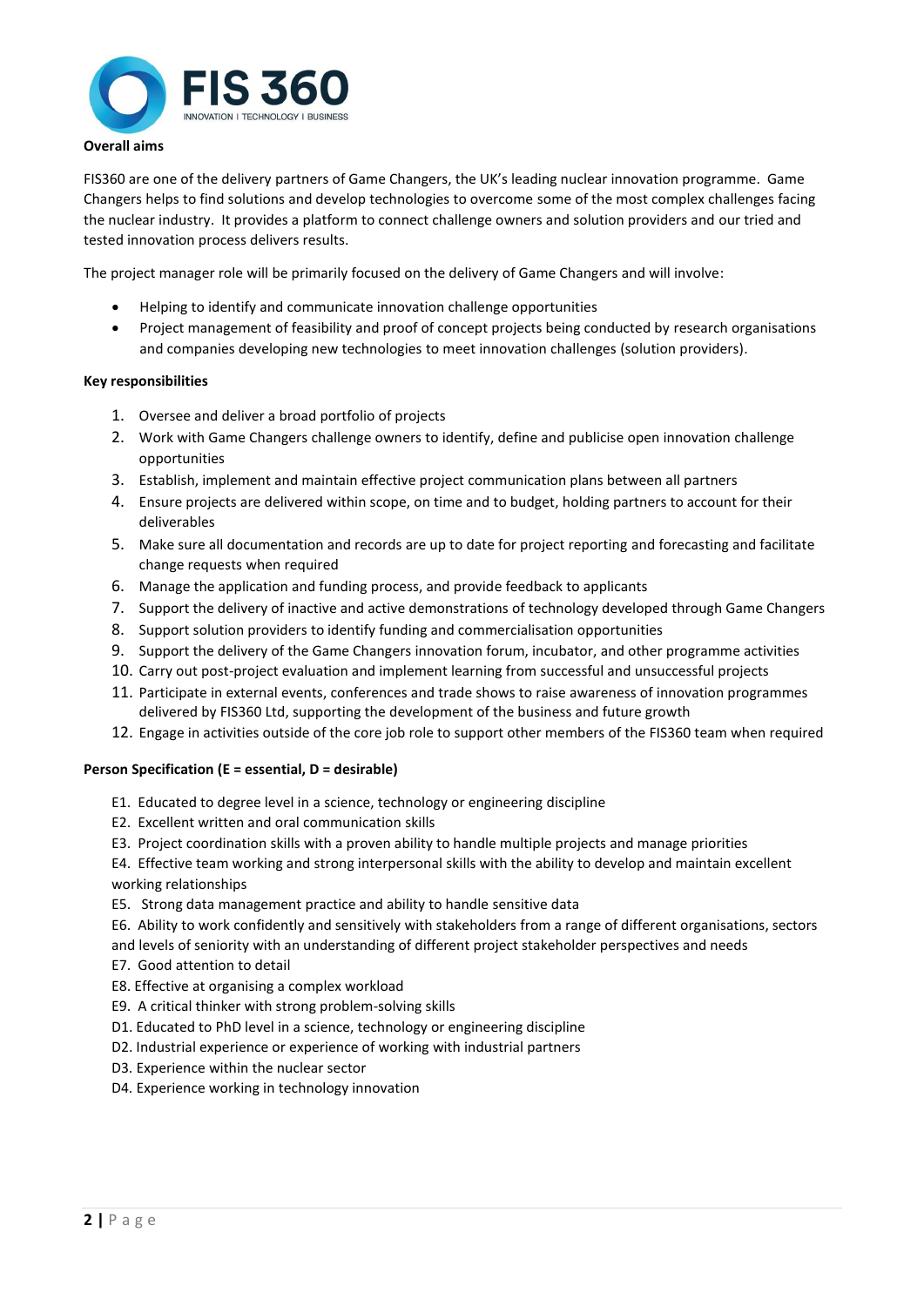**Overall aims**

FIS360 are one of the delivery partners of Game Changers, the UK's leading nuclear innovation programme. Game Changers helps to find solutions and develop technologies to overcome some of the most complex challenges facing the nuclear industry. It provides a platform to connect challenge owners and solution providers and our tried and tested innovation process delivers results.

The project manager role will be primarily focused on the delivery of Game Changers and will involve:

- Helping to identify and communicate innovation challenge opportunities
- Project management of feasibility and proof of concept projects being conducted by research organisations and companies developing new technologies to meet innovation challenges (solution providers).

**Key responsibilities**

1. Oversee and deliver a broad portfolio of projects
2. Work with Game Changers challenge owners to identify, define and publicise open innovation challenge opportunities
3. Establish, implement and maintain effective project communication plans between all partners
4. Ensure projects are delivered within scope, on time and to budget, holding partners to account for their deliverables
5. Make sure all documentation and records are up to date for project reporting and forecasting and facilitate change requests when required
6. Manage the application and funding process, and provide feedback to applicants
7. Support the delivery of inactive and active demonstrations of technology developed through Game Changers
8. Support solution providers to identify funding and commercialisation opportunities
9. Support the delivery of the Game Changers innovation forum, incubator, and other programme activities
10. Carry out post-project evaluation and implement learning from successful and unsuccessful projects
11. Participate in external events, conferences and trade shows to raise awareness of innovation programmes delivered by FIS360 Ltd, supporting the development of the business and future growth
12. Engage in activities outside of the core job role to support other members of the FIS360 team when required

**Person Specification (E = essential, D = desirable)**

E1. Educated to degree level in a science, technology or engineering discipline
E2. Excellent written and oral communication skills
E3. Project coordination skills with a proven ability to handle multiple projects and manage priorities
E4. Effective team working and strong interpersonal skills with the ability to develop and maintain excellent working relationships
E5. Strong data management practice and ability to handle sensitive data
E6. Ability to work confidently and sensitively with stakeholders from a range of different organisations, sectors and levels of seniority with an understanding of different project stakeholder perspectives and needs
E7. Good attention to detail
E8. Effective at organising a complex workload
E9. A critical thinker with strong problem-solving skills
D1. Educated to PhD level in a science, technology or engineering discipline
D2. Industrial experience or experience of working with industrial partners
D3. Experience within the nuclear sector
D4. Experience working in technology innovation